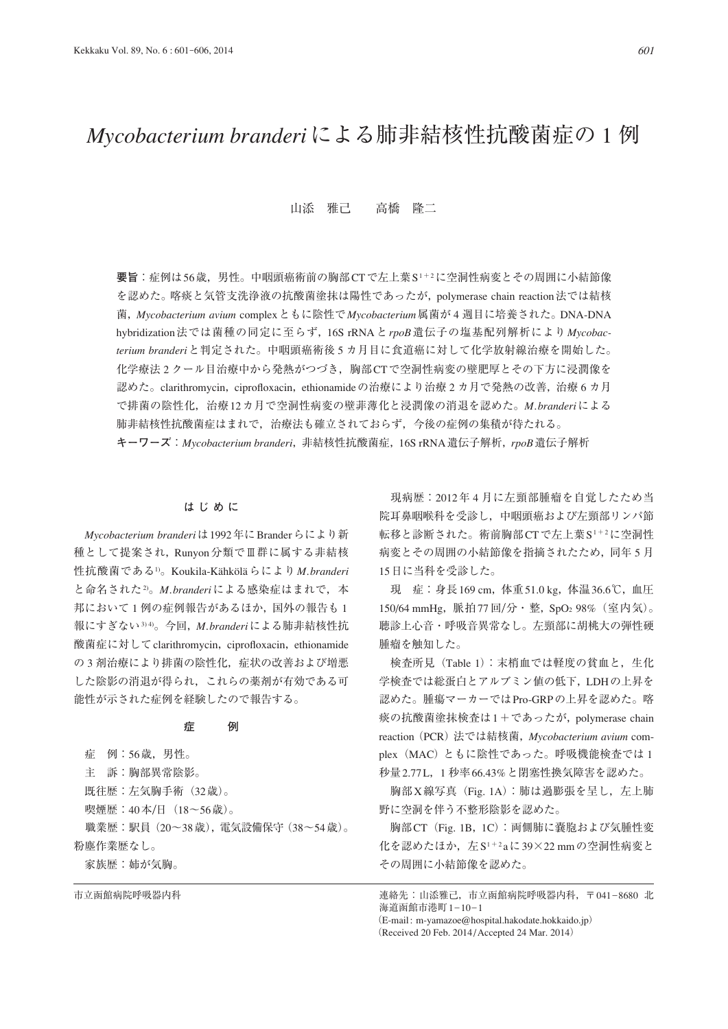# *Mycobacterium branderi* による肺非結核性抗酸菌症の 1 例

山添　雅己　　高橋　隆二

**要旨**：症例は56歳，男性。中咽頭癌術前の胸部CTで左上葉 $S^{1+2}$ に空洞性病変とその周囲に小結節像を認めた。喀痰と気管支洗浄液の抗酸菌塗抹は陽性であったが，polymerase chain reaction法では結核菌，*Mycobacterium avium* complexともに陰性で *Mycobacterium* 属菌が 4 週目に培養された。DNA-DNA hybridization法では菌種の同定に至らず，16S rRNAと *rpoB* 遺伝子の塩基配列解析により *Mycobacterium branderi* と判定された。中咽頭癌術後 5 カ月目に食道癌に対して化学放射線治療を開始した。化学療法 2 クール目治療中から発熱がつづき，胸部CTで空洞性病変の壁肥厚とその下方に浸潤像を認めた。clarithromycin，ciprofloxacin，ethionamideの治療により治療 2 カ月で発熱の改善，治療 6 カ月で排菌の陰性化，治療12カ月で空洞性病変の壁非薄化と浸潤像の消退を認めた。*M.branderi* による肺非結核性抗酸菌症はまれで，治療法も確立されておらず，今後の症例の集積が待たれる。

**キーワーズ**：*Mycobacterium branderi*，非結核性抗酸菌症，16S rRNA遺伝子解析，*rpoB* 遺伝子解析

## はじめに

*Mycobacterium branderi* は1992年にBranderらにより新種として提案され，Runyon分類でⅢ群に属する非結核性抗酸菌である[1]。Koukila-Kähkölä らにより *M.branderi* と命名された[2]。*M.branderi* による感染症はまれで，本邦において 1 例の症例報告があるほか，国外の報告も 1 報にすぎない[3)4]。今回，*M.branderi* による肺非結核性抗酸菌症に対して clarithromycin，ciprofloxacin，ethionamide の 3 剤治療により排菌の陰性化，症状の改善および増悪した陰影の消退が得られ，これらの薬剤が有効である可能性が示された症例を経験したので報告する。

## 症　　例

症　例：56歳，男性。

主　訴：胸部異常陰影。

既往歴：左気胸手術（32歳）。

喫煙歴：40本/日（18～56歳）。

職業歴：駅員（20～38歳），電気設備保守（38～54歳）。粉塵作業歴なし。

家族歴：姉が気胸。

現病歴：2012年 4 月に左頸部腫瘤を自覚したため当院耳鼻咽喉科を受診し，中咽頭癌および左頸部リンパ節転移と診断された。術前胸部CTで左上葉 $S^{1+2}$ に空洞性病変とその周囲の小結節像を指摘されたため，同年 5 月15日に当科を受診した。

現　症：身長169 cm，体重51.0 kg，体温36.6℃，血圧150/64 mmHg，脈拍77回/分・整，$SpO_2$ 98%（室内気）。聴診上心音・呼吸音異常なし。左頸部に胡桃大の弾性硬腫瘤を触知した。

検査所見（Table 1）：末梢血では軽度の貧血と，生化学検査では総蛋白とアルブミン値の低下，LDHの上昇を認めた。腫瘍マーカーではPro-GRPの上昇を認めた。喀痰の抗酸菌塗抹検査は 1 ＋であったが，polymerase chain reaction（PCR）法では結核菌，*Mycobacterium avium* complex（MAC）ともに陰性であった。呼吸機能検査では 1 秒量2.77L，1 秒率66.43%と閉塞性換気障害を認めた。

胸部X線写真（Fig. 1A）：肺は過膨張を呈し，左上肺野に空洞を伴う不整形陰影を認めた。

胸部CT（Fig. 1B，1C）：両側肺に嚢胞および気腫性変化を認めたほか，左 $S^{1+2}a$ に39×22 mmの空洞性病変とその周囲に小結節像を認めた。

市立函館病院呼吸器内科

連絡先：山添雅己，市立函館病院呼吸器内科，〒041－8680 北海道函館市港町 1－10－1
（E-mail: m-yamazoe@hospital.hakodate.hokkaido.jp）
（Received 20 Feb. 2014/Accepted 24 Mar. 2014）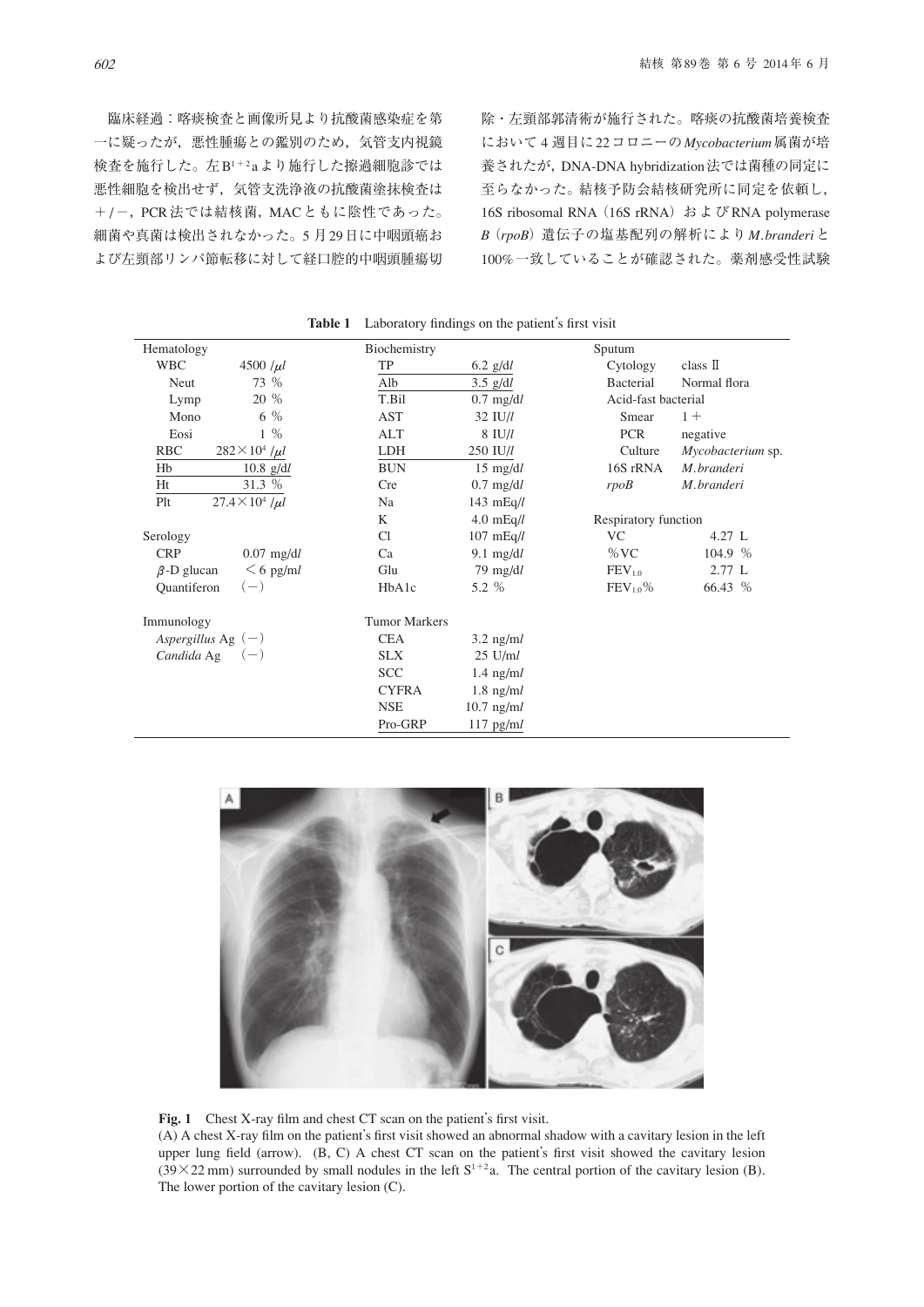臨床経過：喀痰検査と画像所見より抗酸菌感染症を第一に疑ったが，悪性腫瘍との鑑別のため，気管支内視鏡検査を施行した。左 $B^{1+2}a$ より施行した擦過細胞診では悪性細胞を検出せず，気管支洗浄液の抗酸菌塗抹検査は＋/－，PCR 法では結核菌，MAC ともに陰性であった。細菌や真菌は検出されなかった。5 月 29 日に中咽頭癌および左頸部リンパ節転移に対して経口腔的中咽頭腫瘍切除・左頸部郭清術が施行された。喀痰の抗酸菌培養検査において 4 週目に 22 コロニーの *Mycobacterium* 属菌が培養されたが，DNA-DNA hybridization 法では菌種の同定に至らなかった。結核予防会結核研究所に同定を依頼し，16S ribosomal RNA（16S rRNA）および RNA polymerase *B*（*rpoB*）遺伝子の塩基配列の解析により *M. branderi* と 100% 一致していることが確認された。薬剤感受性試験

**Table 1** Laboratory findings on the patient's first visit

| Hematology | | Biochemistry | | Sputum | |
|---|---|---|---|---|---|
| WBC | 4500 /μl | TP | 6.2 g/dl | Cytology | class II |
| Neut | 73 % | Alb | 3.5 g/dl | Bacterial | Normal flora |
| Lymp | 20 % | T.Bil | 0.7 mg/dl | Acid-fast bacterial | |
| Mono | 6 % | AST | 32 IU/l | Smear | 1＋ |
| Eosi | 1 % | ALT | 8 IU/l | PCR | negative |
| RBC | 282×10⁴ /μl | LDH | 250 IU/l | Culture | *Mycobacterium* sp. |
| Hb | 10.8 g/dl | BUN | 15 mg/dl | 16S rRNA | *M. branderi* |
| Ht | 31.3 % | Cre | 0.7 mg/dl | *rpoB* | *M. branderi* |
| Plt | 27.4×10⁴ /μl | Na | 143 mEq/l | | |
| | | K | 4.0 mEq/l | Respiratory function | |
| Serology | | Cl | 107 mEq/l | VC | 4.27 L |
| CRP | 0.07 mg/dl | Ca | 9.1 mg/dl | %VC | 104.9 % |
| β-D glucan | ＜6 pg/ml | Glu | 79 mg/dl | $FEV_{1.0}$ | 2.77 L |
| Quantiferon | (−) | HbA1c | 5.2 % | $FEV_{1.0}$% | 66.43 % |
| | | | | | |
| Immunology | | Tumor Markers | | | |
| *Aspergillus* Ag | (−) | CEA | 3.2 ng/ml | | |
| *Candida* Ag | (−) | SLX | 25 U/ml | | |
| | | SCC | 1.4 ng/ml | | |
| | | CYFRA | 1.8 ng/ml | | |
| | | NSE | 10.7 ng/ml | | |
| | | Pro-GRP | 117 pg/ml | | |

**Fig. 1** Chest X-ray film and chest CT scan on the patient's first visit.
(A) A chest X-ray film on the patient's first visit showed an abnormal shadow with a cavitary lesion in the left upper lung field (arrow). (B, C) A chest CT scan on the patient's first visit showed the cavitary lesion (39×22 mm) surrounded by small nodules in the left $S^{1+2}a$. The central portion of the cavitary lesion (B). The lower portion of the cavitary lesion (C).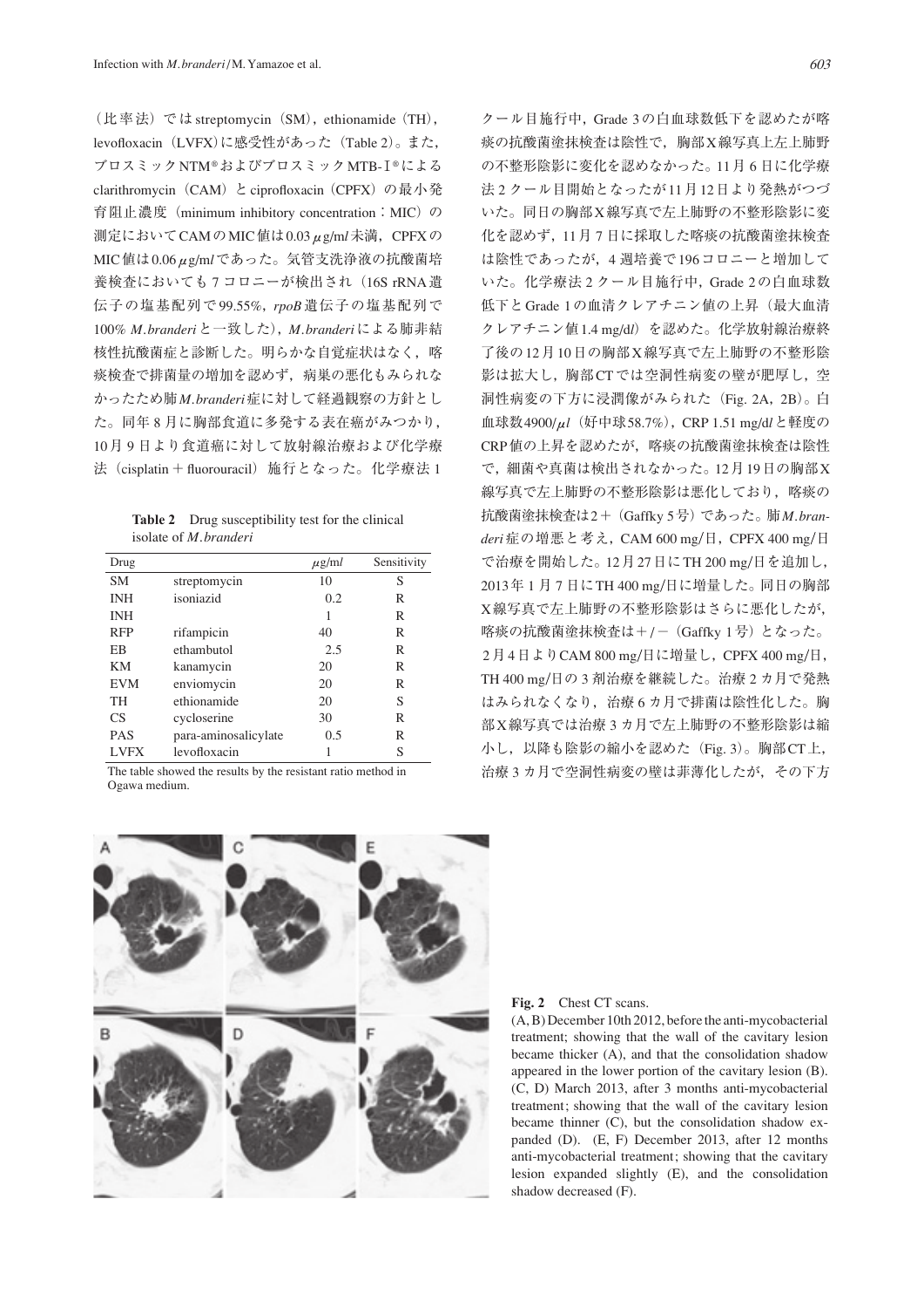（比率法）では streptomycin（SM），ethionamide（TH），levofloxacin（LVFX）に感受性があった（Table 2）。また，ブロスミックNTM®およびブロスミックMTB-I®による clarithromycin（CAM）と ciprofloxacin（CPFX）の最小発育阻止濃度（minimum inhibitory concentration：MIC）の測定においてCAMのMIC値は0.03 μg/ml未満，CPFXのMIC値は0.06 μg/mlであった。気管支洗浄液の抗酸菌培養検査においても7コロニーが検出され（16S rRNA遺伝子の塩基配列で99.55%，*rpoB*遺伝子の塩基配列で100% *M.branderi*と一致した），*M.branderi*による肺非結核性抗酸菌症と診断した。明らかな自覚症状はなく，喀痰検査で排菌量の増加を認めず，病巣の悪化もみられなかったため肺*M.branderi*症に対して経過観察の方針とした。同年8月に胸部食道に多発する表在癌がみつかり，10月9日より食道癌に対して放射線治療および化学療法（cisplatin＋fluorouracil）施行となった。化学療法1クール目施行中，Grade 3の白血球数低下を認めたが喀痰の抗酸菌塗抹検査は陰性で，胸部X線写真上左上肺野の不整形陰影に変化を認めなかった。11月6日に化学療法2クール目開始となったが11月12日より発熱がつづいた。同日の胸部X線写真で左上肺野の不整形陰影に変化を認めず，11月7日に採取した喀痰の抗酸菌塗抹検査は陰性であったが，4週培養で196コロニーと増加していた。化学療法2クール目施行中，Grade 2の白血球数低下とGrade 1の血清クレアチニン値の上昇（最大血清クレアチニン値1.4 mg/dl）を認めた。化学放射線治療終了後の12月10日の胸部X線写真で左上肺野の不整形陰影は拡大し，胸部CTでは空洞性病変の壁が肥厚し，空洞性病変の下方に浸潤像がみられた（Fig. 2A，2B）。白血球数4900/μl（好中球58.7%），CRP 1.51 mg/dlと軽度のCRP値の上昇を認めたが，喀痰の抗酸菌塗抹検査は陰性で，細菌や真菌は検出されなかった。12月19日の胸部X線写真で左上肺野の不整形陰影は悪化しており，喀痰の抗酸菌塗抹検査は2＋（Gaffky 5号）であった。肺*M.branderi*症の増悪と考え，CAM 600 mg/日，CPFX 400 mg/日で治療を開始した。12月27日にTH 200 mg/日を追加し，2013年1月7日にTH 400 mg/日に増量した。同日の胸部X線写真で左上肺野の不整形陰影はさらに悪化したが，喀痰の抗酸菌塗抹検査は＋/－（Gaffky 1号）となった。2月4日よりCAM 800 mg/日に増量し，CPFX 400 mg/日，TH 400 mg/日の3剤治療を継続した。治療2カ月で発熱はみられなくなり，治療6カ月で排菌は陰性化した。胸部X線写真では治療3カ月で左上肺野の不整形陰影は縮小し，以降も陰影の縮小を認めた（Fig. 3）。胸部CT上，治療3カ月で空洞性病変の壁は菲薄化したが，その下方

**Table 2** Drug susceptibility test for the clinical isolate of *M.branderi*

| Drug | | μg/ml | Sensitivity |
|---|---|---|---|
| SM | streptomycin | 10 | S |
| INH | isoniazid | 0.2 | R |
| INH | | 1 | R |
| RFP | rifampicin | 40 | R |
| EB | ethambutol | 2.5 | R |
| KM | kanamycin | 20 | R |
| EVM | enviomycin | 20 | R |
| TH | ethionamide | 20 | S |
| CS | cycloserine | 30 | R |
| PAS | para-aminosalicylate | 0.5 | R |
| LVFX | levofloxacin | 1 | S |

The table showed the results by the resistant ratio method in Ogawa medium.

**Fig. 2** Chest CT scans.
(A, B) December 10th 2012, before the anti-mycobacterial treatment; showing that the wall of the cavitary lesion became thicker (A), and that the consolidation shadow appeared in the lower portion of the cavitary lesion (B). (C, D) March 2013, after 3 months anti-mycobacterial treatment; showing that the wall of the cavitary lesion became thinner (C), but the consolidation shadow expanded (D). (E, F) December 2013, after 12 months anti-mycobacterial treatment; showing that the cavitary lesion expanded slightly (E), and the consolidation shadow decreased (F).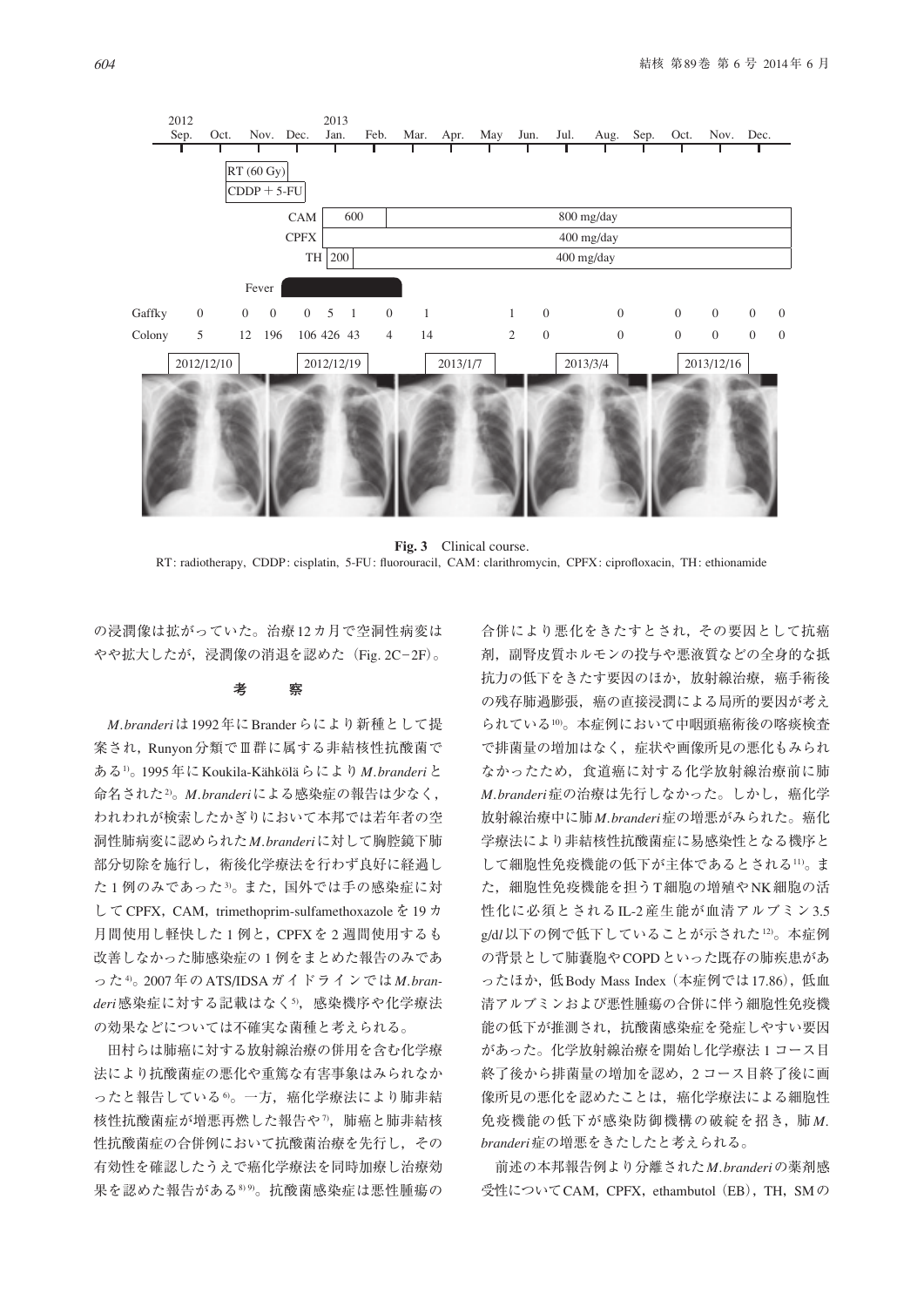Fig. 3 Clinical course.
RT: radiotherapy, CDDP: cisplatin, 5-FU: fluorouracil, CAM: clarithromycin, CPFX: ciprofloxacin, TH: ethionamide

の浸潤像は拡がっていた。治療12カ月で空洞性病変はやや拡大したが，浸潤像の消退を認めた（Fig. 2C−2F）。

## 考　　察

*M.branderi*は1992年にBranderらにより新種として提案され，Runyon分類でⅢ群に属する非結核性抗酸菌である[1]。1995年にKoukila-Kähköläらにより*M.branderi*と命名された[2]。*M.branderi*による感染症の報告は少なく，われわれが検索したかぎりにおいて本邦では若年者の空洞性肺病変に認められた*M.branderi*に対して胸腔鏡下肺部分切除を施行し，術後化学療法を行わず良好に経過した1例のみであった[3]。また，国外では手の感染症に対してCPFX，CAM，trimethoprim-sulfamethoxazoleを19カ月間使用し軽快した1例と，CPFXを2週間使用するも改善しなかった肺感染症の1例をまとめた報告のみであった[4]。2007年のATS/IDSAガイドラインでは*M.branderi*感染症に対する記載はなく[5]，感染機序や化学療法の効果などについては不確実な菌種と考えられる。

田村らは肺癌に対する放射線治療の併用を含む化学療法により抗酸菌症の悪化や重篤な有害事象はみられなかったと報告している[6]。一方，癌化学療法により肺非結核性抗酸菌症が増悪再燃した報告や[7]，肺癌と肺非結核性抗酸菌症の合併例において抗酸菌治療を先行し，その有効性を確認したうえで癌化学療法を同時加療し治療効果を認めた報告がある[8][9]。抗酸菌感染症は悪性腫瘍の合併により悪化をきたすとされ，その要因として抗癌剤，副腎皮質ホルモンの投与や悪液質などの全身的な抵抗力の低下をきたす要因のほか，放射線治療，癌手術後の残存肺過膨張，癌の直接浸潤による局所的要因が考えられている[10]。本症例において中咽頭癌術後の喀痰検査で排菌量の増加はなく，症状や画像所見の悪化もみられなかったため，食道癌に対する化学放射線治療前に肺*M.branderi*症の治療は先行しなかった。しかし，癌化学放射線治療中に肺*M.branderi*症の増悪がみられた。癌化学療法により非結核性抗酸菌症に易感染性となる機序として細胞性免疫機能の低下が主体であるとされる[11]。また，細胞性免疫機能を担うT細胞の増殖やNK細胞の活性化に必須とされるIL-2産生能が血清アルブミン3.5 g/dl以下の例で低下していることが示された[12]。本症例の背景として肺嚢胞やCOPDといった既存の肺疾患があったほか，低Body Mass Index（本症例では17.86），低血清アルブミンおよび悪性腫瘍の合併に伴う細胞性免疫機能の低下が推測され，抗酸菌感染症を発症しやすい要因があった。化学放射線治療を開始し化学療法1コース目終了後から排菌量の増加を認め，2コース目終了後に画像所見の悪化を認めたことは，癌化学療法による細胞性免疫機能の低下が感染防御機構の破綻を招き，肺*M.branderi*症の増悪をきたしたと考えられる。

前述の本邦報告例より分離された*M.branderi*の薬剤感受性についてCAM，CPFX，ethambutol（EB），TH，SMの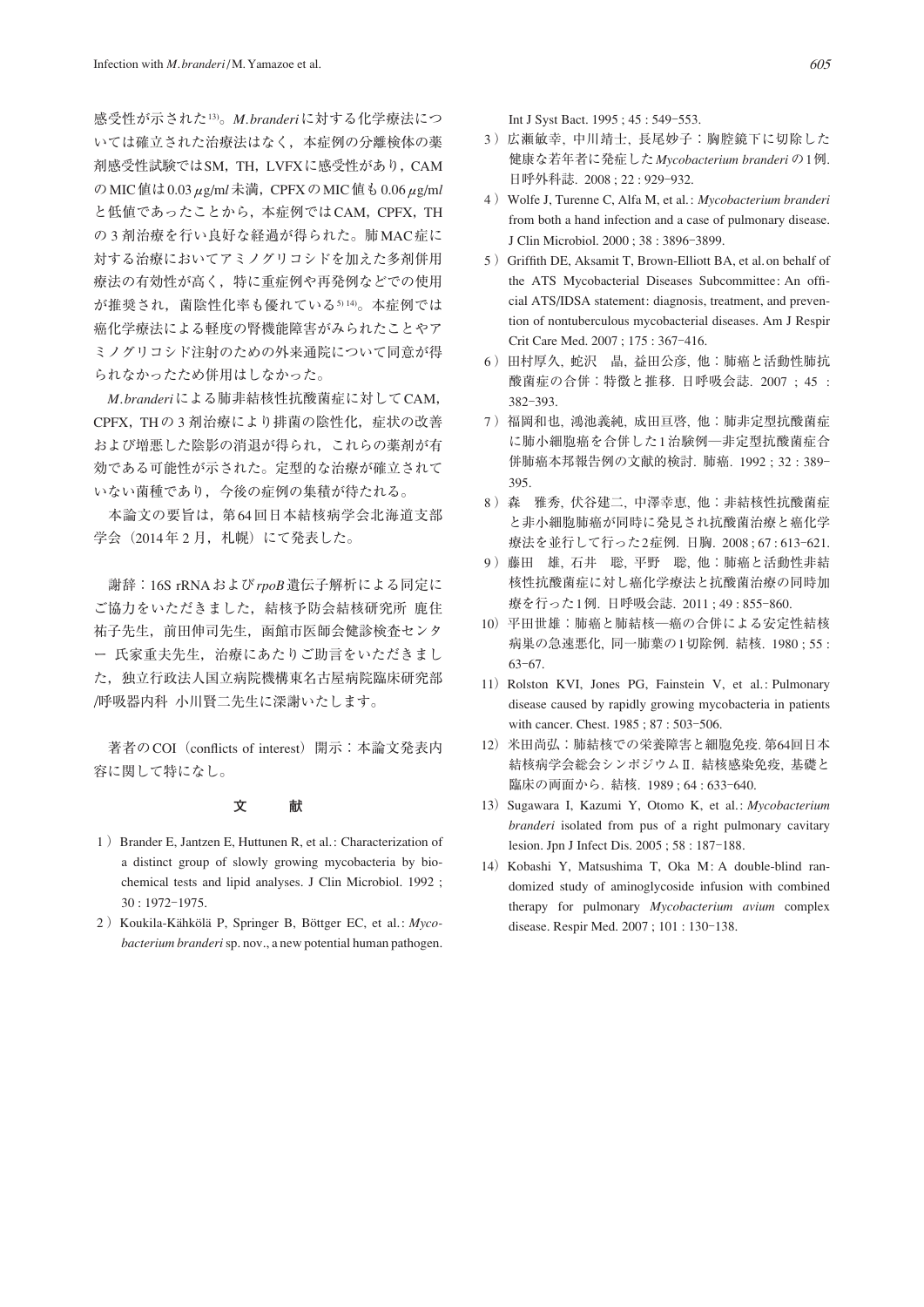感受性が示された[13]。*M.branderi* に対する化学療法については確立された治療法はなく，本症例の分離検体の薬剤感受性試験ではSM，TH，LVFXに感受性があり，CAMのMIC値は0.03 μg/ml未満，CPFXのMIC値も0.06 μg/mlと低値であったことから，本症例ではCAM，CPFX，THの3剤治療を行い良好な経過が得られた。肺MAC症に対する治療においてアミノグリコシドを加えた多剤併用療法の有効性が高く，特に重症例や再発例などでの使用が推奨され，菌陰性化率も優れている[5][14]。本症例では癌化学療法による軽度の腎機能障害がみられたことやアミノグリコシド注射のための外来通院について同意が得られなかったため併用はしなかった。

*M.branderi* による肺非結核性抗酸菌症に対してCAM，CPFX，THの3剤治療により排菌の陰性化，症状の改善および増悪した陰影の消退が得られ，これらの薬剤が有効である可能性が示された。定型的な治療が確立されていない菌種であり，今後の症例の集積が待たれる。

本論文の要旨は，第64回日本結核病学会北海道支部学会（2014年2月，札幌）にて発表した。

謝辞：16S rRNAおよび *rpoB* 遺伝子解析による同定にご協力をいただきました，結核予防会結核研究所 鹿住祐子先生，前田伸司先生，函館市医師会健診検査センター 氏家重夫先生，治療にあたりご助言をいただきました，独立行政法人国立病院機構東名古屋病院臨床研究部/呼吸器内科 小川賢二先生に深謝いたします。

著者のCOI（conflicts of interest）開示：本論文発表内容に関して特になし。

## 文　献

1）Brander E, Jantzen E, Huttunen R, et al.: Characterization of a distinct group of slowly growing mycobacteria by biochemical tests and lipid analyses. J Clin Microbiol. 1992 ; 30 : 1972–1975.

2）Koukila-Kähkölä P, Springer B, Böttger EC, et al.: *Mycobacterium branderi* sp. nov., a new potential human pathogen. Int J Syst Bact. 1995 ; 45 : 549–553.

3）広瀬敏幸, 中川靖士, 長尾妙子：胸腔鏡下に切除した健康な若年者に発症した *Mycobacterium branderi* の1例. 日呼外科誌. 2008 ; 22 : 929–932.

4）Wolfe J, Turenne C, Alfa M, et al.: *Mycobacterium branderi* from both a hand infection and a case of pulmonary disease. J Clin Microbiol. 2000 ; 38 : 3896–3899.

5）Griffith DE, Aksamit T, Brown-Elliott BA, et al. on behalf of the ATS Mycobacterial Diseases Subcommittee: An official ATS/IDSA statement: diagnosis, treatment, and prevention of nontuberculous mycobacterial diseases. Am J Respir Crit Care Med. 2007 ; 175 : 367–416.

6）田村厚久, 蛇沢　晶, 益田公彦, 他：肺癌と活動性肺抗酸菌症の合併：特徴と推移. 日呼吸会誌. 2007 ; 45 : 382–393.

7）福岡和也, 鴻池義純, 成田亘啓, 他：肺非定型抗酸菌症に肺小細胞癌を合併した1治験例―非定型抗酸菌症合併肺癌本邦報告例の文献的検討. 肺癌. 1992 ; 32 : 389–395.

8）森　雅秀, 伏谷建二, 中澤幸恵, 他：非結核性抗酸菌症と非小細胞肺癌が同時に発見され抗酸菌治療と癌化学療法を並行して行った2症例. 日胸. 2008 ; 67 : 613–621.

9）藤田　雄, 石井　聡, 平野　聡, 他：肺癌と活動性非結核性抗酸菌症に対し癌化学療法と抗酸菌治療の同時加療を行った1例. 日呼吸会誌. 2011 ; 49 : 855–860.

10）平田世雄：肺癌と肺結核―癌の合併による安定性結核病巣の急速悪化, 同一肺葉の1切除例. 結核. 1980 ; 55 : 63–67.

11）Rolston KVI, Jones PG, Fainstein V, et al.: Pulmonary disease caused by rapidly growing mycobacteria in patients with cancer. Chest. 1985 ; 87 : 503–506.

12）米田尚弘：肺結核での栄養障害と細胞免疫. 第64回日本結核病学会総会シンポジウムⅡ. 結核感染免疫, 基礎と臨床の両面から. 結核. 1989 ; 64 : 633–640.

13）Sugawara I, Kazumi Y, Otomo K, et al.: *Mycobacterium branderi* isolated from pus of a right pulmonary cavitary lesion. Jpn J Infect Dis. 2005 ; 58 : 187–188.

14）Kobashi Y, Matsushima T, Oka M: A double-blind randomized study of aminoglycoside infusion with combined therapy for pulmonary *Mycobacterium avium* complex disease. Respir Med. 2007 ; 101 : 130–138.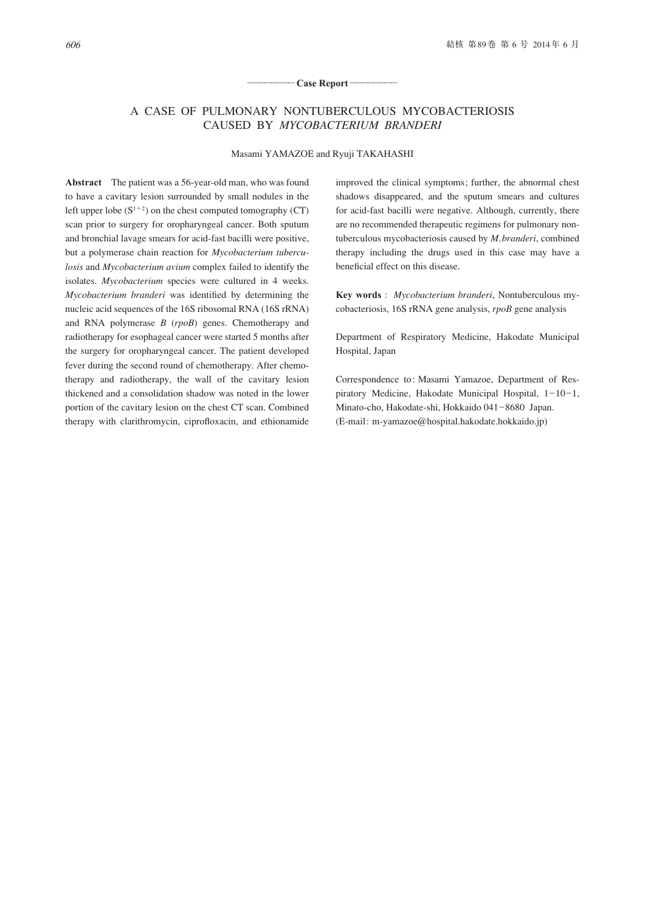Case Report

# A CASE OF PULMONARY NONTUBERCULOUS MYCOBACTERIOSIS CAUSED BY *MYCOBACTERIUM BRANDERI*

Masami YAMAZOE and Ryuji TAKAHASHI

**Abstract** The patient was a 56-year-old man, who was found to have a cavitary lesion surrounded by small nodules in the left upper lobe ($S^{1+2}$) on the chest computed tomography (CT) scan prior to surgery for oropharyngeal cancer. Both sputum and bronchial lavage smears for acid-fast bacilli were positive, but a polymerase chain reaction for *Mycobacterium tuberculosis* and *Mycobacterium avium* complex failed to identify the isolates. *Mycobacterium* species were cultured in 4 weeks. *Mycobacterium branderi* was identified by determining the nucleic acid sequences of the 16S ribosomal RNA (16S rRNA) and RNA polymerase *B* (*rpoB*) genes. Chemotherapy and radiotherapy for esophageal cancer were started 5 months after the surgery for oropharyngeal cancer. The patient developed fever during the second round of chemotherapy. After chemotherapy and radiotherapy, the wall of the cavitary lesion thickened and a consolidation shadow was noted in the lower portion of the cavitary lesion on the chest CT scan. Combined therapy with clarithromycin, ciprofloxacin, and ethionamide improved the clinical symptoms; further, the abnormal chest shadows disappeared, and the sputum smears and cultures for acid-fast bacilli were negative. Although, currently, there are no recommended therapeutic regimens for pulmonary nontuberculous mycobacteriosis caused by *M.branderi*, combined therapy including the drugs used in this case may have a beneficial effect on this disease.

**Key words** : *Mycobacterium branderi*, Nontuberculous mycobacteriosis, 16S rRNA gene analysis, *rpoB* gene analysis

Department of Respiratory Medicine, Hakodate Municipal Hospital, Japan

Correspondence to: Masami Yamazoe, Department of Respiratory Medicine, Hakodate Municipal Hospital, 1-10-1, Minato-cho, Hakodate-shi, Hokkaido 041-8680 Japan. (E-mail: m-yamazoe@hospital.hakodate.hokkaido.jp)